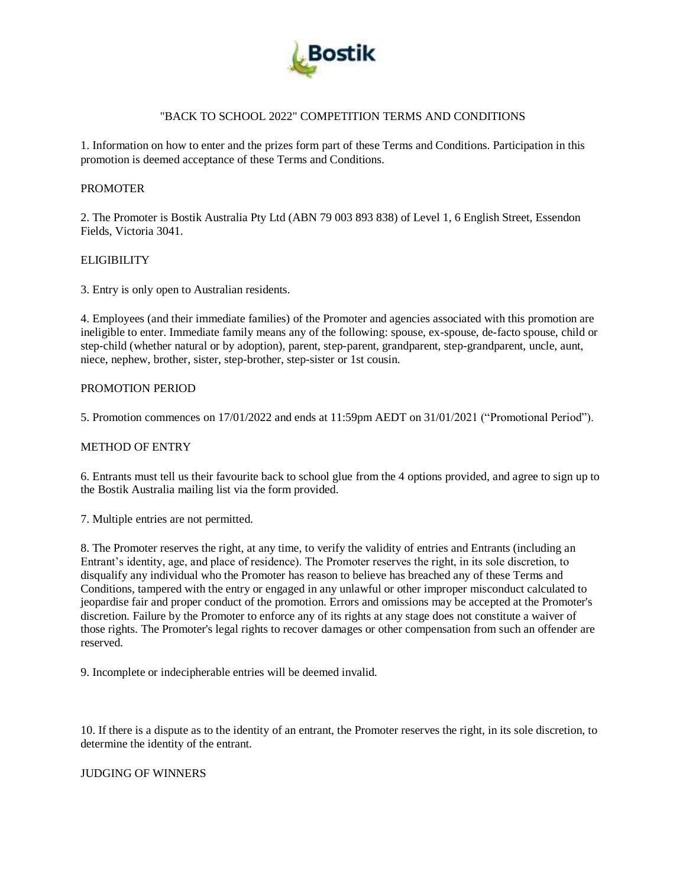"BACK TO SCHOOL 2022" COMPETITION TERMS AND CONDITIONS

1. Information on how to enter and the prizes form part of these Terms and Conditions. Participation in this promotion is deemed acceptance of these Terms and Conditions.

## PROMOTER

2. The Promoter is Bostik Australia Pty Ltd (ABN 79 003 893 838) of Level 1, 6 English Street, Essendon Fields, Victoria 3041.

## ELIGIBILITY

3. Entry is only open to Australian residents.

4. Employees (and their immediate families) of the Promoter and agencies associated with this promotion are ineligible to enter. Immediate family means any of the following: spouse, ex-spouse, de-facto spouse, child or step-child (whether natural or by adoption), parent, step-parent, grandparent, step-grandparent, uncle, aunt, niece, nephew, brother, sister, step-brother, step-sister or 1st cousin.

## PROMOTION PERIOD

5. Promotion commences on 17/01/2022 and ends at 11:59pm AEDT on 31/01/2021 ("Promotional Period").

## METHOD OF ENTRY

6. Entrants must tell us their favourite back to school glue from the 4 options provided, and agree to sign up to the Bostik Australia mailing list via the form provided.

7. Multiple entries are not permitted.

8. The Promoter reserves the right, at any time, to verify the validity of entries and Entrants (including an Entrant's identity, age, and place of residence). The Promoter reserves the right, in its sole discretion, to disqualify any individual who the Promoter has reason to believe has breached any of these Terms and Conditions, tampered with the entry or engaged in any unlawful or other improper misconduct calculated to jeopardise fair and proper conduct of the promotion. Errors and omissions may be accepted at the Promoter's discretion. Failure by the Promoter to enforce any of its rights at any stage does not constitute a waiver of those rights. The Promoter's legal rights to recover damages or other compensation from such an offender are reserved.

9. Incomplete or indecipherable entries will be deemed invalid.

10. If there is a dispute as to the identity of an entrant, the Promoter reserves the right, in its sole discretion, to determine the identity of the entrant.

## JUDGING OF WINNERS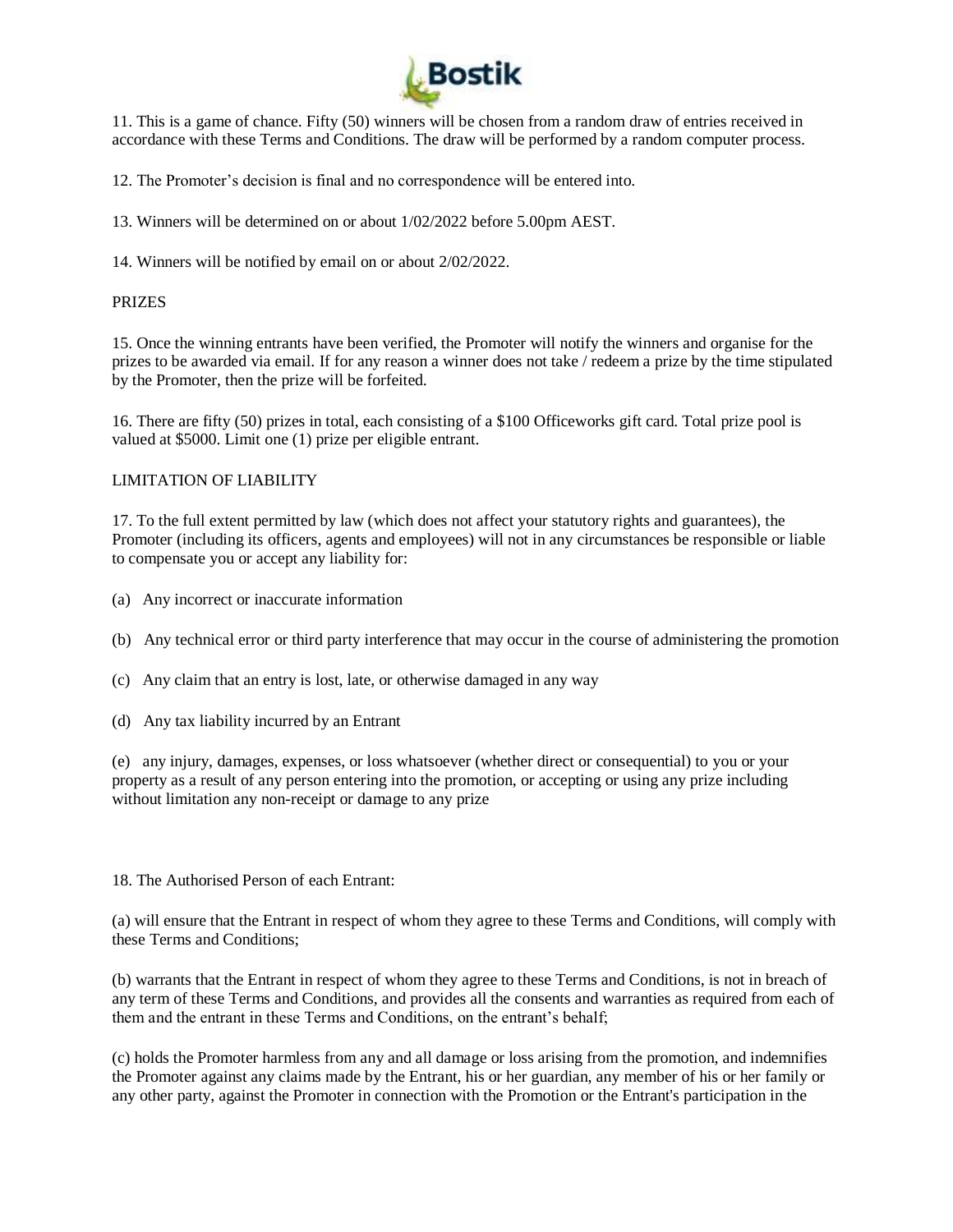11. This is a game of chance. Fifty (50) winners will be chosen from a random draw of entries received in accordance with these Terms and Conditions. The draw will be performed by a random computer process.

12. The Promoter's decision is final and no correspondence will be entered into.

13. Winners will be determined on or about 1/02/2022 before 5.00pm AEST.

14. Winners will be notified by email on or about 2/02/2022.

PRIZES

15. Once the winning entrants have been verified, the Promoter will notify the winners and organise for the prizes to be awarded via email. If for any reason a winner does not take / redeem a prize by the time stipulated by the Promoter, then the prize will be forfeited.

16. There are fifty (50) prizes in total, each consisting of a $100 Officeworks gift card. Total prize pool is valued at $5000. Limit one (1) prize per eligible entrant.

LIMITATION OF LIABILITY

17. To the full extent permitted by law (which does not affect your statutory rights and guarantees), the Promoter (including its officers, agents and employees) will not in any circumstances be responsible or liable to compensate you or accept any liability for:

(a) Any incorrect or inaccurate information

(b) Any technical error or third party interference that may occur in the course of administering the promotion

(c) Any claim that an entry is lost, late, or otherwise damaged in any way

(d) Any tax liability incurred by an Entrant

(e) any injury, damages, expenses, or loss whatsoever (whether direct or consequential) to you or your property as a result of any person entering into the promotion, or accepting or using any prize including without limitation any non-receipt or damage to any prize

18. The Authorised Person of each Entrant:

(a) will ensure that the Entrant in respect of whom they agree to these Terms and Conditions, will comply with these Terms and Conditions;

(b) warrants that the Entrant in respect of whom they agree to these Terms and Conditions, is not in breach of any term of these Terms and Conditions, and provides all the consents and warranties as required from each of them and the entrant in these Terms and Conditions, on the entrant's behalf;

(c) holds the Promoter harmless from any and all damage or loss arising from the promotion, and indemnifies the Promoter against any claims made by the Entrant, his or her guardian, any member of his or her family or any other party, against the Promoter in connection with the Promotion or the Entrant's participation in the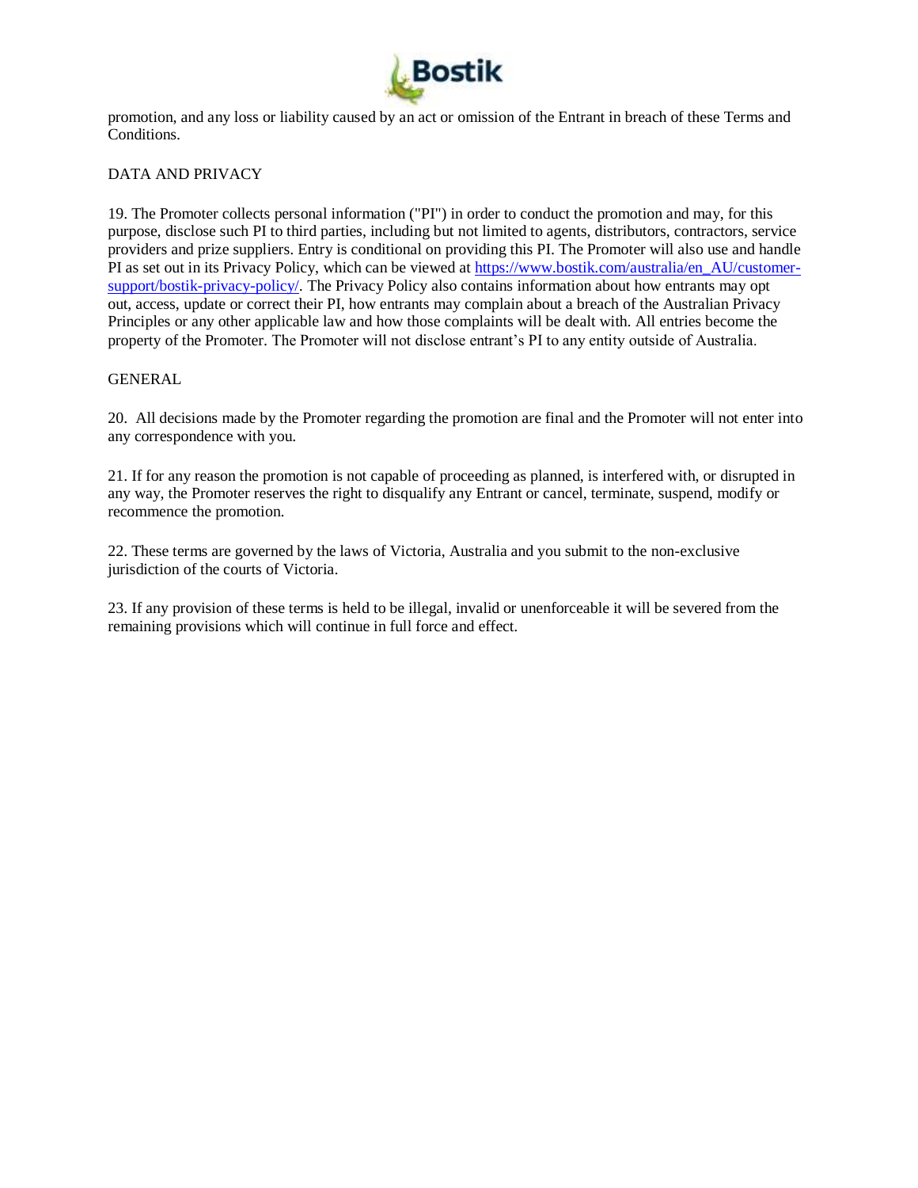promotion, and any loss or liability caused by an act or omission of the Entrant in breach of these Terms and Conditions.

DATA AND PRIVACY

19. The Promoter collects personal information ("PI") in order to conduct the promotion and may, for this purpose, disclose such PI to third parties, including but not limited to agents, distributors, contractors, service providers and prize suppliers. Entry is conditional on providing this PI. The Promoter will also use and handle PI as set out in its Privacy Policy, which can be viewed at [https://www.bostik.com/australia/en_AU/customer-support/bostik-privacy-policy/](https://www.bostik.com/australia/en_AU/customer-support/bostik-privacy-policy/). The Privacy Policy also contains information about how entrants may opt out, access, update or correct their PI, how entrants may complain about a breach of the Australian Privacy Principles or any other applicable law and how those complaints will be dealt with. All entries become the property of the Promoter. The Promoter will not disclose entrant's PI to any entity outside of Australia.

GENERAL

20. All decisions made by the Promoter regarding the promotion are final and the Promoter will not enter into any correspondence with you.

21. If for any reason the promotion is not capable of proceeding as planned, is interfered with, or disrupted in any way, the Promoter reserves the right to disqualify any Entrant or cancel, terminate, suspend, modify or recommence the promotion.

22. These terms are governed by the laws of Victoria, Australia and you submit to the non-exclusive jurisdiction of the courts of Victoria.

23. If any provision of these terms is held to be illegal, invalid or unenforceable it will be severed from the remaining provisions which will continue in full force and effect.